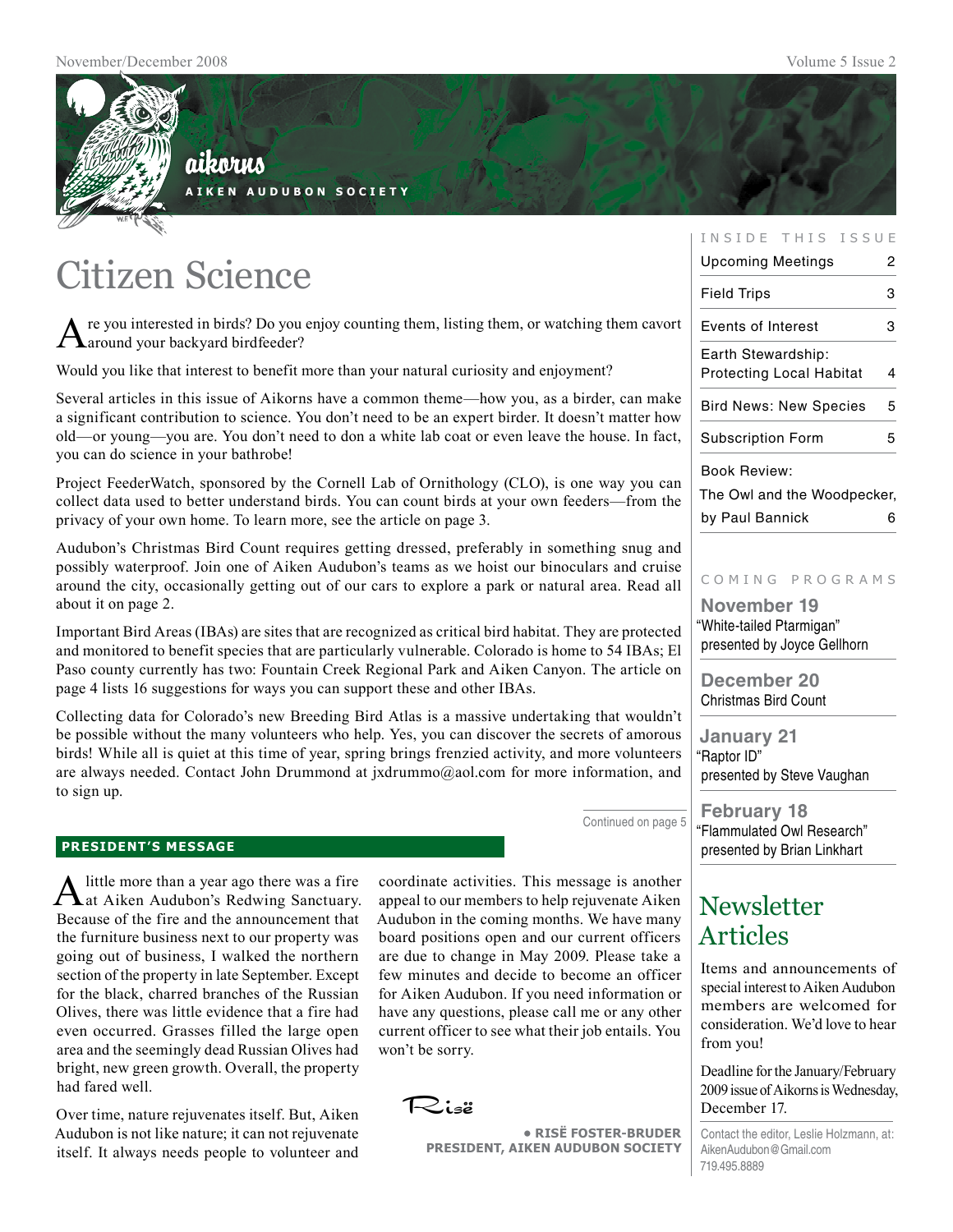November/December 2008

# aikorns

AIKEN AUDUBON SOCIETY

# Citizen Science

Are you interested in birds? Do you enjoy counting them, listing them, or watching them cavort around your backyard birdfeeder?

Would you like that interest to benefit more than your natural curiosity and enjoyment?

Several articles in this issue of Aikorns have a common theme—how you, as a birder, can make a significant contribution to science. You don't need to be an expert birder. It doesn't matter how old—or young—you are. You don't need to don a white lab coat or even leave the house. In fact, you can do science in your bathrobe!

Project FeederWatch, sponsored by the Cornell Lab of Ornithology (CLO), is one way you can collect data used to better understand birds. You can count birds at your own feeders—from the privacy of your own home. To learn more, see the article on page 3.

Audubon's Christmas Bird Count requires getting dressed, preferably in something snug and possibly waterproof. Join one of Aiken Audubon's teams as we hoist our binoculars and cruise around the city, occasionally getting out of our cars to explore a park or natural area. Read all about it on page 2.

Important Bird Areas (IBAs) are sites that are recognized as critical bird habitat. They are protected and monitored to benefit species that are particularly vulnerable. Colorado is home to 54 IBAs; El Paso county currently has two: Fountain Creek Regional Park and Aiken Canyon. The article on page 4 lists 16 suggestions for ways you can support these and other IBAs.

Collecting data for Colorado's new Breeding Bird Atlas is a massive undertaking that wouldn't be possible without the many volunteers who help. Yes, you can discover the secrets of amorous birds! While all is quiet at this time of year, spring brings frenzied activity, and more volunteers are always needed. Contact John Drummond at jxdrummo@aol.com for more information, and to sign up.

Continued on page 5

## PRESIDENT'S MESSAGE

A little more than a year ago there was a fire at Aiken Audubon's Redwing Sanctuary. Because of the fire and the announcement that the furniture business next to our property was going out of business, I walked the northern section of the property in late September. Except for the black, charred branches of the Russian Olives, there was little evidence that a fire had even occurred. Grasses filled the large open area and the seemingly dead Russian Olives had bright, new green growth. Overall, the property had fared well.

Over time, nature rejuvenates itself. But, Aiken Audubon is not like nature; it can not rejuvenate itself. It always needs people to volunteer and coordinate activities. This message is another appeal to our members to help rejuvenate Aiken Audubon in the coming months. We have many board positions open and our current officers are due to change in May 2009. Please take a few minutes and decide to become an officer for Aiken Audubon. If you need information or have any questions, please call me or any other current officer to see what their job entails. You won't be sorry.

Risë

**• RISË FOSTER-BRUDER**
**PRESIDENT, AIKEN AUDUBON SOCIETY**

## INSIDE THIS ISSUE

| | |
|---|---|
| Upcoming Meetings | 2 |
| Field Trips | 3 |
| Events of Interest | 3 |
| Earth Stewardship: Protecting Local Habitat | 4 |
| Bird News: New Species | 5 |
| Subscription Form | 5 |
| Book Review: The Owl and the Woodpecker, by Paul Bannick | 6 |

## COMING PROGRAMS

**November 19**
"White-tailed Ptarmigan" presented by Joyce Gellhorn

**December 20**
Christmas Bird Count

**January 21**
"Raptor ID" presented by Steve Vaughan

**February 18**
"Flammulated Owl Research" presented by Brian Linkhart

## Newsletter Articles

Items and announcements of special interest to Aiken Audubon members are welcomed for consideration. We'd love to hear from you!

Deadline for the January/February 2009 issue of Aikorns is Wednesday, December 17.

Contact the editor, Leslie Holzmann, at: AikenAudubon@Gmail.com 719.495.8889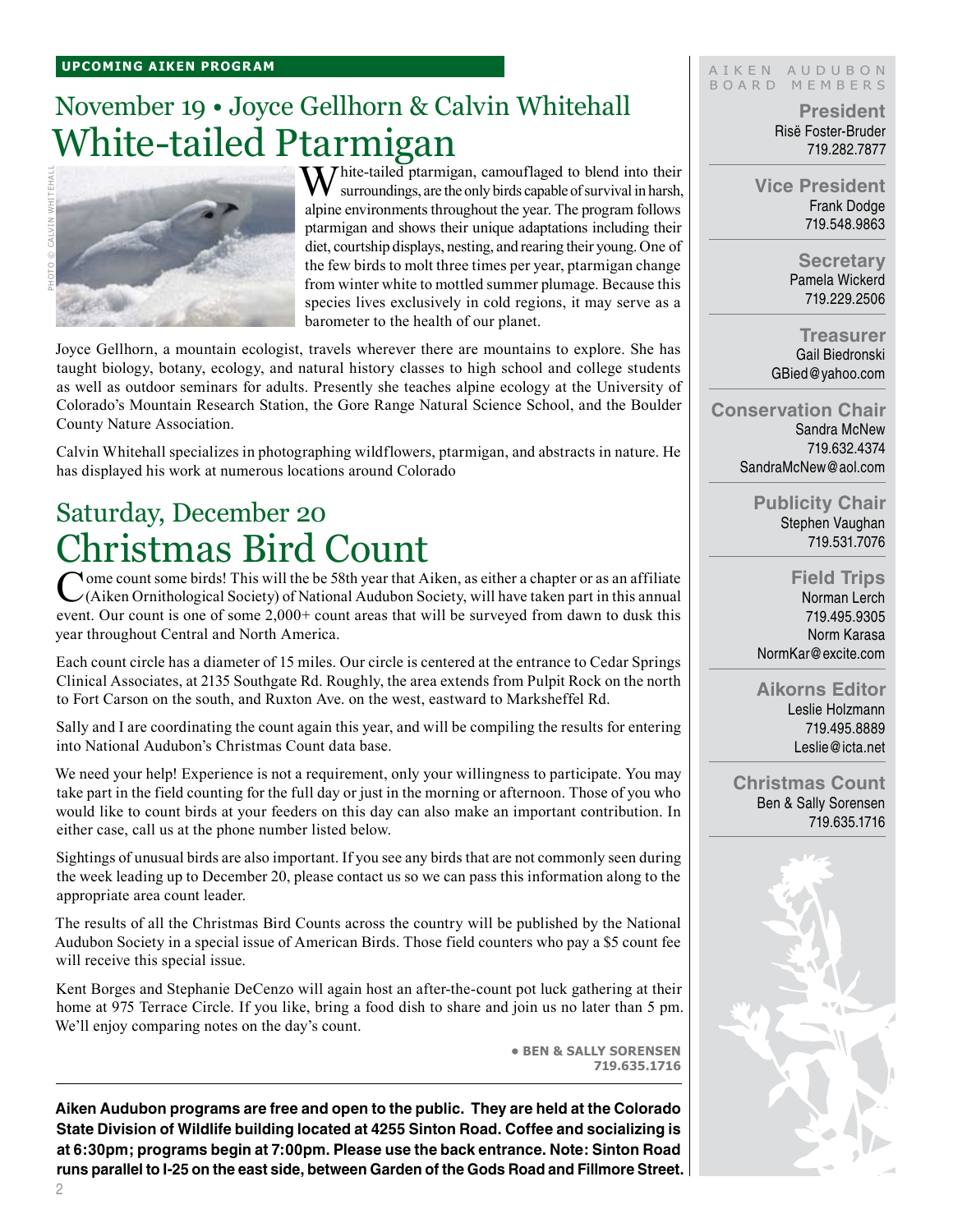**UPCOMING AIKEN PROGRAM**

## November 19 • Joyce Gellhorn & Calvin Whitehall

# White-tailed Ptarmigan

PHOTO © CALVIN WHITEHALL

White-tailed ptarmigan, camouflaged to blend into their surroundings, are the only birds capable of survival in harsh, alpine environments throughout the year. The program follows ptarmigan and shows their unique adaptations including their diet, courtship displays, nesting, and rearing their young. One of the few birds to molt three times per year, ptarmigan change from winter white to mottled summer plumage. Because this species lives exclusively in cold regions, it may serve as a barometer to the health of our planet.

Joyce Gellhorn, a mountain ecologist, travels wherever there are mountains to explore. She has taught biology, botany, ecology, and natural history classes to high school and college students as well as outdoor seminars for adults. Presently she teaches alpine ecology at the University of Colorado's Mountain Research Station, the Gore Range Natural Science School, and the Boulder County Nature Association.

Calvin Whitehall specializes in photographing wildflowers, ptarmigan, and abstracts in nature. He has displayed his work at numerous locations around Colorado

## Saturday, December 20

# Christmas Bird Count

Come count some birds! This will the be 58th year that Aiken, as either a chapter or as an affiliate (Aiken Ornithological Society) of National Audubon Society, will have taken part in this annual event. Our count is one of some 2,000+ count areas that will be surveyed from dawn to dusk this year throughout Central and North America.

Each count circle has a diameter of 15 miles. Our circle is centered at the entrance to Cedar Springs Clinical Associates, at 2135 Southgate Rd. Roughly, the area extends from Pulpit Rock on the north to Fort Carson on the south, and Ruxton Ave. on the west, eastward to Marksheffel Rd.

Sally and I are coordinating the count again this year, and will be compiling the results for entering into National Audubon's Christmas Count data base.

We need your help! Experience is not a requirement, only your willingness to participate. You may take part in the field counting for the full day or just in the morning or afternoon. Those of you who would like to count birds at your feeders on this day can also make an important contribution. In either case, call us at the phone number listed below.

Sightings of unusual birds are also important. If you see any birds that are not commonly seen during the week leading up to December 20, please contact us so we can pass this information along to the appropriate area count leader.

The results of all the Christmas Bird Counts across the country will be published by the National Audubon Society in a special issue of American Birds. Those field counters who pay a $5 count fee will receive this special issue.

Kent Borges and Stephanie DeCenzo will again host an after-the-count pot luck gathering at their home at 975 Terrace Circle. If you like, bring a food dish to share and join us no later than 5 pm. We'll enjoy comparing notes on the day's count.

**• BEN & SALLY SORENSEN**
**719.635.1716**

**Aiken Audubon programs are free and open to the public. They are held at the Colorado State Division of Wildlife building located at 4255 Sinton Road. Coffee and socializing is at 6:30pm; programs begin at 7:00pm. Please use the back entrance. Note: Sinton Road runs parallel to I-25 on the east side, between Garden of the Gods Road and Fillmore Street.**

AIKEN AUDUBON BOARD MEMBERS

**President**
Risë Foster-Bruder
719.282.7877

**Vice President**
Frank Dodge
719.548.9863

**Secretary**
Pamela Wickerd
719.229.2506

**Treasurer**
Gail Biedronski
GBied@yahoo.com

**Conservation Chair**
Sandra McNew
719.632.4374
SandraMcNew@aol.com

**Publicity Chair**
Stephen Vaughan
719.531.7076

**Field Trips**
Norman Lerch
719.495.9305
Norm Karasa
NormKar@excite.com

**Aikorns Editor**
Leslie Holzmann
719.495.8889
Leslie@icta.net

**Christmas Count**
Ben & Sally Sorensen
719.635.1716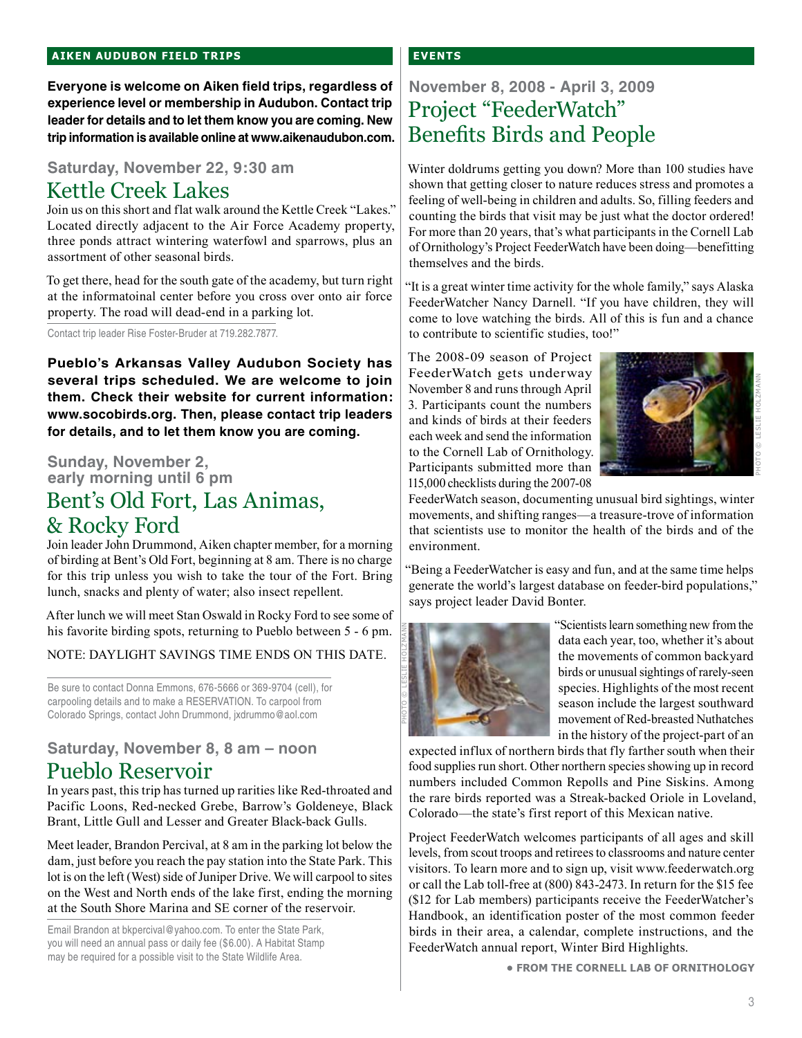## AIKEN AUDUBON FIELD TRIPS

**Everyone is welcome on Aiken field trips, regardless of experience level or membership in Audubon. Contact trip leader for details and to let them know you are coming. New trip information is available online at www.aikenaudubon.com.**

### Saturday, November 22, 9:30 am

# Kettle Creek Lakes

Join us on this short and flat walk around the Kettle Creek "Lakes." Located directly adjacent to the Air Force Academy property, three ponds attract wintering waterfowl and sparrows, plus an assortment of other seasonal birds.

To get there, head for the south gate of the academy, but turn right at the informatoinal center before you cross over onto air force property. The road will dead-end in a parking lot.

Contact trip leader Rise Foster-Bruder at 719.282.7877.

**Pueblo's Arkansas Valley Audubon Society has several trips scheduled. We are welcome to join them. Check their website for current information: www.socobirds.org. Then, please contact trip leaders for details, and to let them know you are coming.**

### Sunday, November 2, early morning until 6 pm

# Bent's Old Fort, Las Animas, & Rocky Ford

Join leader John Drummond, Aiken chapter member, for a morning of birding at Bent's Old Fort, beginning at 8 am. There is no charge for this trip unless you wish to take the tour of the Fort. Bring lunch, snacks and plenty of water; also insect repellent.

After lunch we will meet Stan Oswald in Rocky Ford to see some of his favorite birding spots, returning to Pueblo between 5 - 6 pm.

NOTE: DAYLIGHT SAVINGS TIME ENDS ON THIS DATE.

Be sure to contact Donna Emmons, 676-5666 or 369-9704 (cell), for carpooling details and to make a RESERVATION. To carpool from Colorado Springs, contact John Drummond, jxdrummo@aol.com

### Saturday, November 8, 8 am – noon

# Pueblo Reservoir

In years past, this trip has turned up rarities like Red-throated and Pacific Loons, Red-necked Grebe, Barrow's Goldeneye, Black Brant, Little Gull and Lesser and Greater Black-back Gulls.

Meet leader, Brandon Percival, at 8 am in the parking lot below the dam, just before you reach the pay station into the State Park. This lot is on the left (West) side of Juniper Drive. We will carpool to sites on the West and North ends of the lake first, ending the morning at the South Shore Marina and SE corner of the reservoir.

Email Brandon at bkpercival@yahoo.com. To enter the State Park, you will need an annual pass or daily fee ($6.00). A Habitat Stamp may be required for a possible visit to the State Wildlife Area.

## EVENTS

### November 8, 2008 - April 3, 2009

# Project "FeederWatch" Benefits Birds and People

Winter doldrums getting you down? More than 100 studies have shown that getting closer to nature reduces stress and promotes a feeling of well-being in children and adults. So, filling feeders and counting the birds that visit may be just what the doctor ordered! For more than 20 years, that's what participants in the Cornell Lab of Ornithology's Project FeederWatch have been doing—benefitting themselves and the birds.

"It is a great winter time activity for the whole family," says Alaska FeederWatcher Nancy Darnell. "If you have children, they will come to love watching the birds. All of this is fun and a chance to contribute to scientific studies, too!"

The 2008-09 season of Project FeederWatch gets underway November 8 and runs through April 3. Participants count the numbers and kinds of birds at their feeders each week and send the information to the Cornell Lab of Ornithology. Participants submitted more than 115,000 checklists during the 2007-08 FeederWatch season, documenting unusual bird sightings, winter movements, and shifting ranges—a treasure-trove of information that scientists use to monitor the health of the birds and of the environment.

PHOTO © LESLIE HOLZMANN

"Being a FeederWatcher is easy and fun, and at the same time helps generate the world's largest database on feeder-bird populations," says project leader David Bonter.

PHOTO © LESLIE HOLZMANN

"Scientists learn something new from the data each year, too, whether it's about the movements of common backyard birds or unusual sightings of rarely-seen species. Highlights of the most recent season include the largest southward movement of Red-breasted Nuthatches in the history of the project-part of an expected influx of northern birds that fly farther south when their food supplies run short. Other northern species showing up in record numbers included Common Repolls and Pine Siskins. Among the rare birds reported was a Streak-backed Oriole in Loveland, Colorado—the state's first report of this Mexican native.

Project FeederWatch welcomes participants of all ages and skill levels, from scout troops and retirees to classrooms and nature center visitors. To learn more and to sign up, visit www.feederwatch.org or call the Lab toll-free at (800) 843-2473. In return for the $15 fee ($12 for Lab members) participants receive the FeederWatcher's Handbook, an identification poster of the most common feeder birds in their area, a calendar, complete instructions, and the FeederWatch annual report, Winter Bird Highlights.

**• FROM THE CORNELL LAB OF ORNITHOLOGY**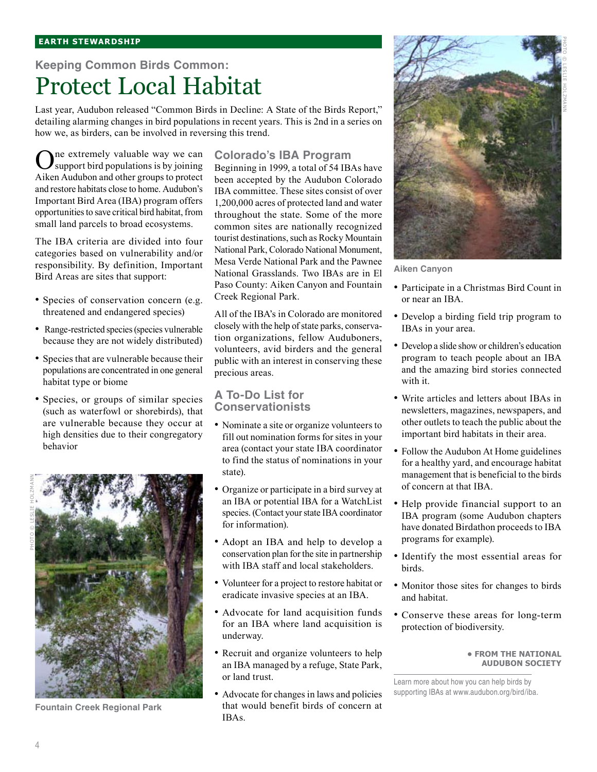**EARTH STEWARDSHIP**

### Keeping Common Birds Common:

# Protect Local Habitat

Last year, Audubon released "Common Birds in Decline: A State of the Birds Report," detailing alarming changes in bird populations in recent years. This is 2nd in a series on how we, as birders, can be involved in reversing this trend.

One extremely valuable way we can support bird populations is by joining Aiken Audubon and other groups to protect and restore habitats close to home. Audubon's Important Bird Area (IBA) program offers opportunities to save critical bird habitat, from small land parcels to broad ecosystems.

The IBA criteria are divided into four categories based on vulnerability and/or responsibility. By definition, Important Bird Areas are sites that support:

- Species of conservation concern (e.g. threatened and endangered species)
- Range-restricted species (species vulnerable because they are not widely distributed)
- Species that are vulnerable because their populations are concentrated in one general habitat type or biome
- Species, or groups of similar species (such as waterfowl or shorebirds), that are vulnerable because they occur at high densities due to their congregatory behavior

PHOTO © LESLIE HOLZMANN

Fountain Creek Regional Park

## Colorado's IBA Program

Beginning in 1999, a total of 54 IBAs have been accepted by the Audubon Colorado IBA committee. These sites consist of over 1,200,000 acres of protected land and water throughout the state. Some of the more common sites are nationally recognized tourist destinations, such as Rocky Mountain National Park, Colorado National Monument, Mesa Verde National Park and the Pawnee National Grasslands. Two IBAs are in El Paso County: Aiken Canyon and Fountain Creek Regional Park.

All of the IBA's in Colorado are monitored closely with the help of state parks, conservation organizations, fellow Auduboners, volunteers, avid birders and the general public with an interest in conserving these precious areas.

## A To-Do List for Conservationists

- Nominate a site or organize volunteers to fill out nomination forms for sites in your area (contact your state IBA coordinator to find the status of nominations in your state).
- Organize or participate in a bird survey at an IBA or potential IBA for a WatchList species. (Contact your state IBA coordinator for information).
- Adopt an IBA and help to develop a conservation plan for the site in partnership with IBA staff and local stakeholders.
- Volunteer for a project to restore habitat or eradicate invasive species at an IBA.
- Advocate for land acquisition funds for an IBA where land acquisition is underway.
- Recruit and organize volunteers to help an IBA managed by a refuge, State Park, or land trust.
- Advocate for changes in laws and policies that would benefit birds of concern at IBAs.

PHOTO © LESLIE HOLZMANN

Aiken Canyon

- Participate in a Christmas Bird Count in or near an IBA.
- Develop a birding field trip program to IBAs in your area.
- Develop a slide show or children's education program to teach people about an IBA and the amazing bird stories connected with it.
- Write articles and letters about IBAs in newsletters, magazines, newspapers, and other outlets to teach the public about the important bird habitats in their area.
- Follow the Audubon At Home guidelines for a healthy yard, and encourage habitat management that is beneficial to the birds of concern at that IBA.
- Help provide financial support to an IBA program (some Audubon chapters have donated Birdathon proceeds to IBA programs for example).
- Identify the most essential areas for birds.
- Monitor those sites for changes to birds and habitat.
- Conserve these areas for long-term protection of biodiversity.

**• FROM THE NATIONAL AUDUBON SOCIETY**

Learn more about how you can help birds by supporting IBAs at www.audubon.org/bird/iba.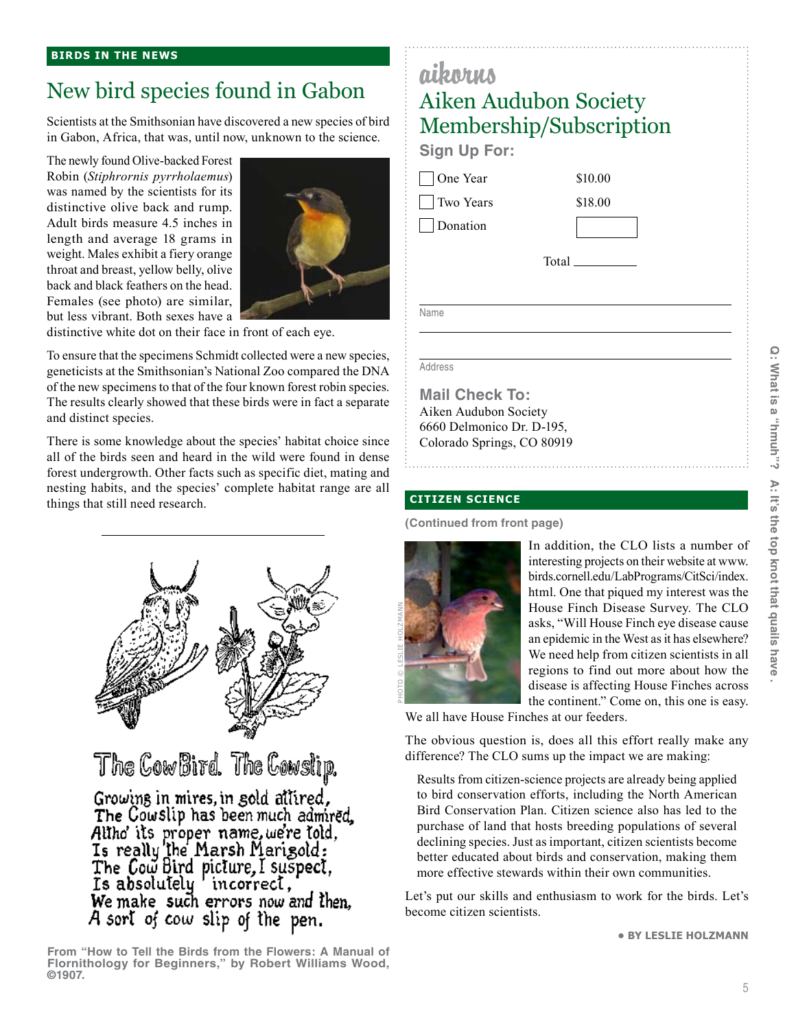**BIRDS IN THE NEWS**

## New bird species found in Gabon

Scientists at the Smithsonian have discovered a new species of bird in Gabon, Africa, that was, until now, unknown to the science.

The newly found Olive-backed Forest Robin (*Stiphrornis pyrrholaemus*) was named by the scientists for its distinctive olive back and rump. Adult birds measure 4.5 inches in length and average 18 grams in weight. Males exhibit a fiery orange throat and breast, yellow belly, olive back and black feathers on the head. Females (see photo) are similar, but less vibrant. Both sexes have a distinctive white dot on their face in front of each eye.

To ensure that the specimens Schmidt collected were a new species, geneticists at the Smithsonian's National Zoo compared the DNA of the new specimens to that of the four known forest robin species. The results clearly showed that these birds were in fact a separate and distinct species.

There is some knowledge about the species' habitat choice since all of the birds seen and heard in the wild were found in dense forest undergrowth. Other facts such as specific diet, mating and nesting habits, and the species' complete habitat range are all things that still need research.

---

The Cow Bird. The Cowslip.

Growing in mires, in gold attired,
The Cowslip has been much admired,
Altho' its proper name, we're told,
Is really the Marsh Marigold:
The Cow Bird picture, I suspect,
Is absolutely incorrect,
We make such errors now and then,
A sort of cow slip of the pen.

From "How to Tell the Birds from the Flowers: A Manual of Flornithology for Beginners," by Robert Williams Wood, ©1907.

---

aikorns

## Aiken Audubon Society Membership/Subscription

### Sign Up For:

- [ ] One Year $10.00
- [ ] Two Years $18.00
- [ ] Donation ________

Total __________

Name ______________________________

Address ______________________________

### Mail Check To:

Aiken Audubon Society
6660 Delmonico Dr. D-195,
Colorado Springs, CO 80919

---

**CITIZEN SCIENCE**

**(Continued from front page)**

PHOTO © LESLIE HOLZMANN

In addition, the CLO lists a number of interesting projects on their website at www.birds.cornell.edu/LabPrograms/CitSci/index.html. One that piqued my interest was the House Finch Disease Survey. The CLO asks, "Will House Finch eye disease cause an epidemic in the West as it has elsewhere? We need help from citizen scientists in all regions to find out more about how the disease is affecting House Finches across the continent." Come on, this one is easy. We all have House Finches at our feeders.

The obvious question is, does all this effort really make any difference? The CLO sums up the impact we are making:

> Results from citizen-science projects are already being applied to bird conservation efforts, including the North American Bird Conservation Plan. Citizen science also has led to the purchase of land that hosts breeding populations of several declining species. Just as important, citizen scientists become better educated about birds and conservation, making them more effective stewards within their own communities.

Let's put our skills and enthusiasm to work for the birds. Let's become citizen scientists.

**• BY LESLIE HOLZMANN**

Q: What is a "hmuh"? A: It's the top knot that quails have.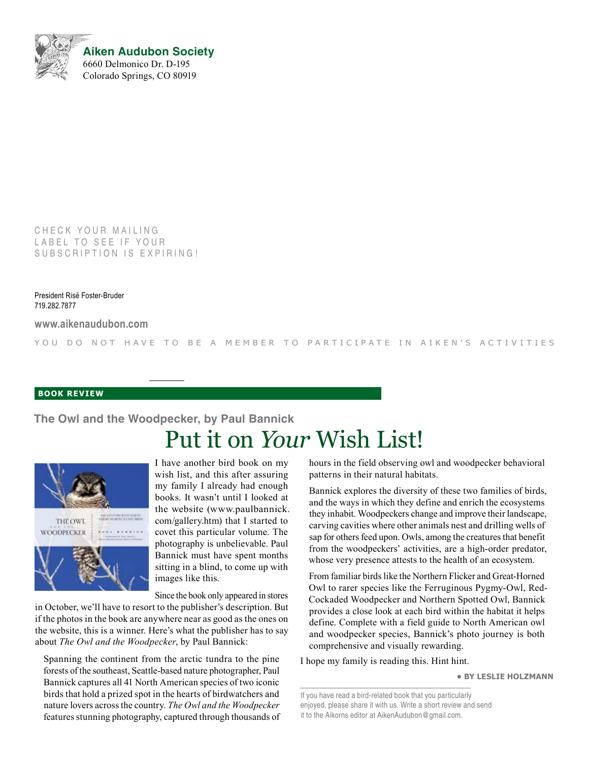**Aiken Audubon Society**
6660 Delmonico Dr. D-195
Colorado Springs, CO 80919

CHECK YOUR MAILING LABEL TO SEE IF YOUR SUBSCRIPTION IS EXPIRING!

President Risë Foster-Bruder
719.282.7877

**www.aikenaudubon.com**

YOU DO NOT HAVE TO BE A MEMBER TO PARTICIPATE IN AIKEN'S ACTIVITIES

**BOOK REVIEW**

### The Owl and the Woodpecker, by Paul Bannick

# Put it on *Your* Wish List!

I have another bird book on my wish list, and this after assuring my family I already had enough books. It wasn't until I looked at the website (www.paulbannick.com/gallery.htm) that I started to covet this particular volume. The photography is unbelievable. Paul Bannick must have spent months sitting in a blind, to come up with images like this.

Since the book only appeared in stores in October, we'll have to resort to the publisher's description. But if the photos in the book are anywhere near as good as the ones on the website, this is a winner. Here's what the publisher has to say about *The Owl and the Woodpecker*, by Paul Bannick:

> Spanning the continent from the arctic tundra to the pine forests of the southeast, Seattle-based nature photographer, Paul Bannick captures all 41 North American species of two iconic birds that hold a prized spot in the hearts of birdwatchers and nature lovers across the country. *The Owl and the Woodpecker* features stunning photography, captured through thousands of hours in the field observing owl and woodpecker behavioral patterns in their natural habitats.
>
> Bannick explores the diversity of these two families of birds, and the ways in which they define and enrich the ecosystems they inhabit. Woodpeckers change and improve their landscape, carving cavities where other animals nest and drilling wells of sap for others feed upon. Owls, among the creatures that benefit from the woodpeckers' activities, are a high-order predator, whose very presence attests to the health of an ecosystem.
>
> From familiar birds like the Northern Flicker and Great-Horned Owl to rarer species like the Ferruginous Pygmy-Owl, Red-Cockaded Woodpecker and Northern Spotted Owl, Bannick provides a close look at each bird within the habitat it helps define. Complete with a field guide to North American owl and woodpecker species, Bannick's photo journey is both comprehensive and visually rewarding.

I hope my family is reading this. Hint hint.

**• BY LESLIE HOLZMANN**

If you have read a bird-related book that you particularly enjoyed, please share it with us. Write a short review and send it to the Aikorns editor at AikenAudubon@gmail.com.